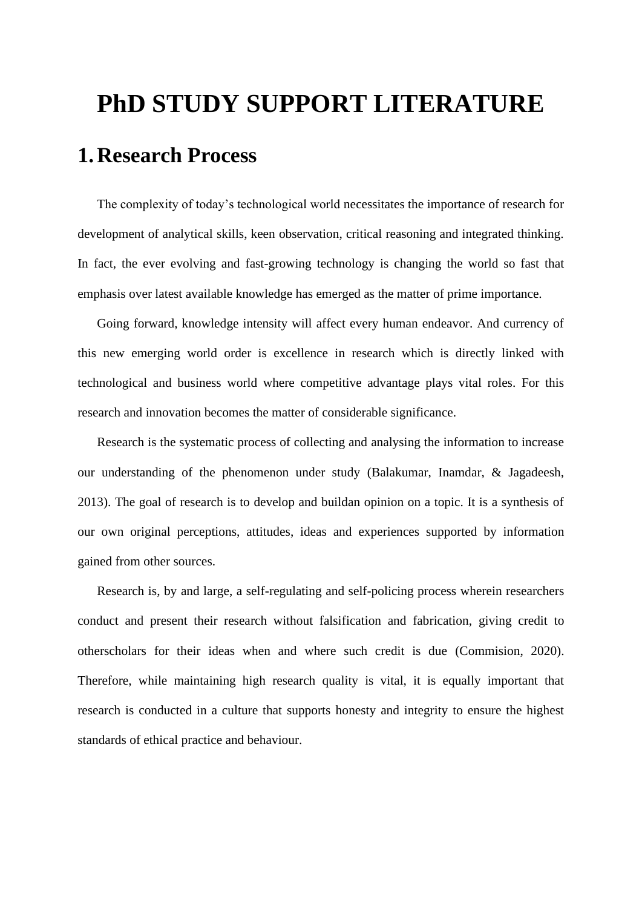# PhD STUDY SUPPORT LITERATURE

## 1. Research Process

The complexity of today's technological world necessitates the importance of research for development of analytical skills, keen observation, critical reasoning and integrated thinking. In fact, the ever evolving and fast-growing technology is changing the world so fast that emphasis over latest available knowledge has emerged as the matter of prime importance.

Going forward, knowledge intensity will affect every human endeavor. And currency of this new emerging world order is excellence in research which is directly linked with technological and business world where competitive advantage plays vital roles. For this research and innovation becomes the matter of considerable significance.

Research is the systematic process of collecting and analysing the information to increase our understanding of the phenomenon under study (Balakumar, Inamdar, & Jagadeesh, 2013). The goal of research is to develop and buildan opinion on a topic. It is a synthesis of our own original perceptions, attitudes, ideas and experiences supported by information gained from other sources.

Research is, by and large, a self-regulating and self-policing process wherein researchers conduct and present their research without falsification and fabrication, giving credit to otherscholars for their ideas when and where such credit is due (Commision, 2020). Therefore, while maintaining high research quality is vital, it is equally important that research is conducted in a culture that supports honesty and integrity to ensure the highest standards of ethical practice and behaviour.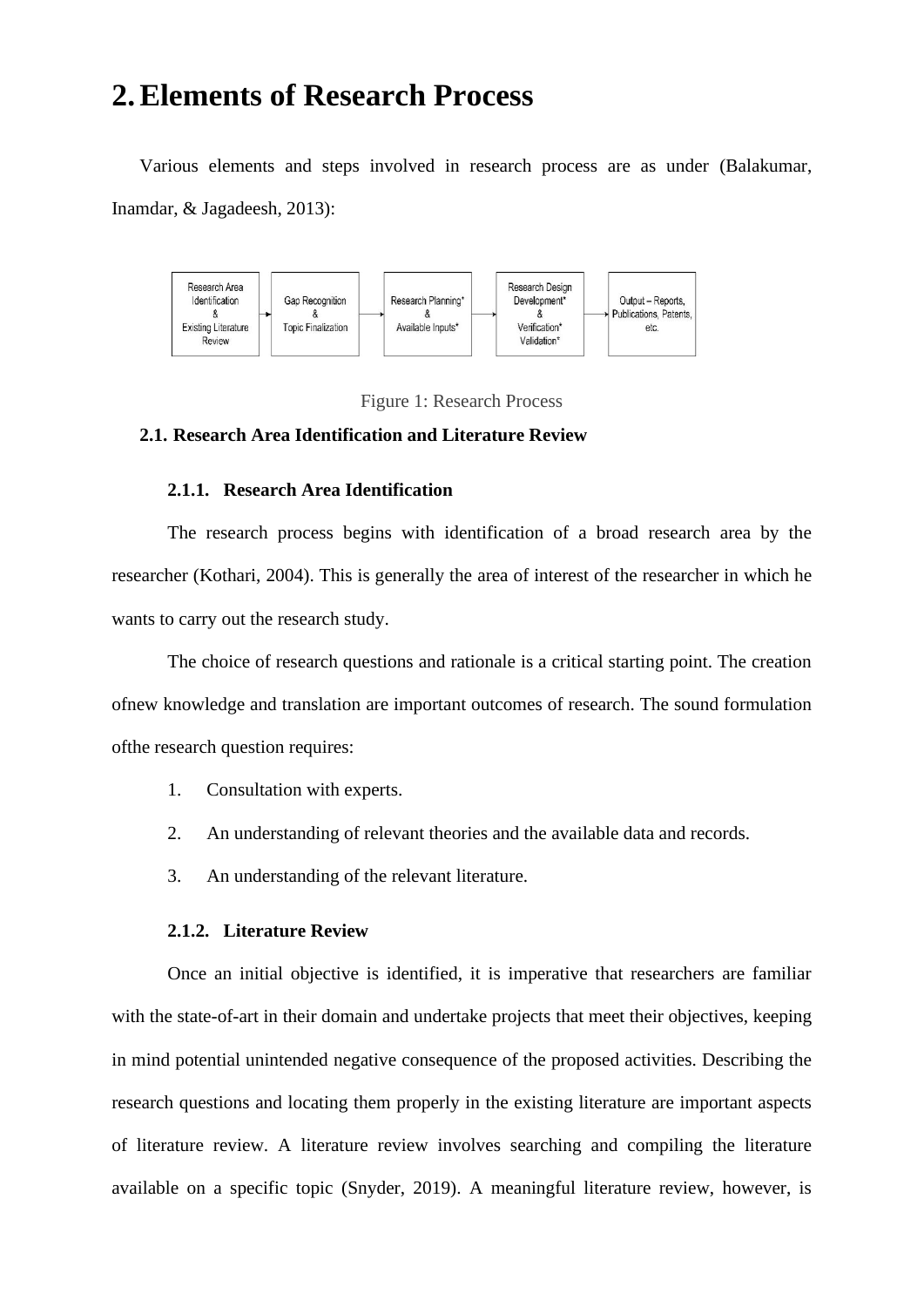# 2. Elements of Research Process

Various elements and steps involved in research process are as under (Balakumar, Inamdar, & Jagadeesh, 2013):

Research Area Identification & Existing Literature Review → Gap Recognition & Topic Finalization → Research Planning* & Available Inputs* → Research Design Development* & Verification* Validation* → Output – Reports, Publications, Patents, etc.

Figure 1: Research Process

### 2.1. Research Area Identification and Literature Review

#### 2.1.1. Research Area Identification

The research process begins with identification of a broad research area by the researcher (Kothari, 2004). This is generally the area of interest of the researcher in which he wants to carry out the research study.

The choice of research questions and rationale is a critical starting point. The creation ofnew knowledge and translation are important outcomes of research. The sound formulation ofthe research question requires:

1. Consultation with experts.
2. An understanding of relevant theories and the available data and records.
3. An understanding of the relevant literature.

#### 2.1.2. Literature Review

Once an initial objective is identified, it is imperative that researchers are familiar with the state-of-art in their domain and undertake projects that meet their objectives, keeping in mind potential unintended negative consequence of the proposed activities. Describing the research questions and locating them properly in the existing literature are important aspects of literature review. A literature review involves searching and compiling the literature available on a specific topic (Snyder, 2019). A meaningful literature review, however, is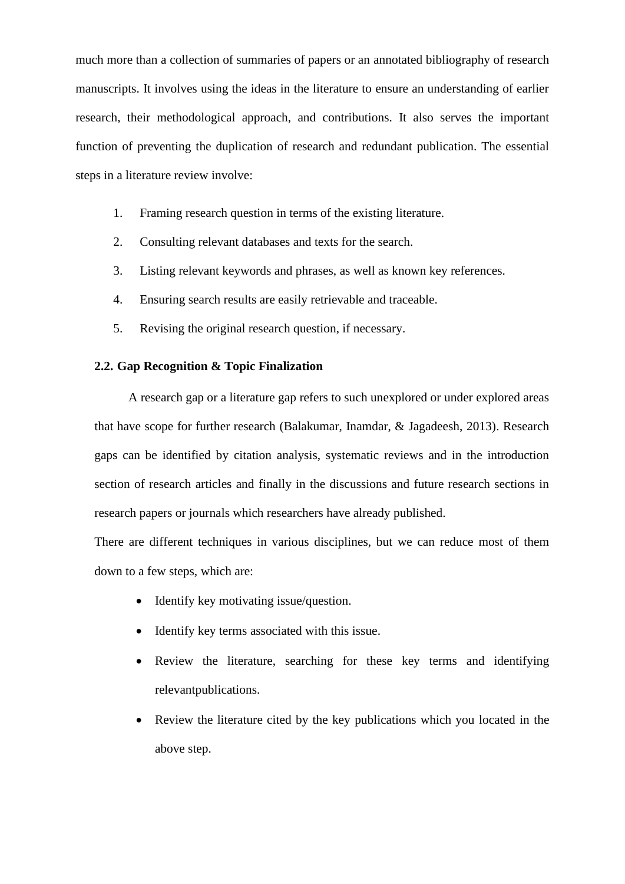much more than a collection of summaries of papers or an annotated bibliography of research manuscripts. It involves using the ideas in the literature to ensure an understanding of earlier research, their methodological approach, and contributions. It also serves the important function of preventing the duplication of research and redundant publication. The essential steps in a literature review involve:

1. Framing research question in terms of the existing literature.
2. Consulting relevant databases and texts for the search.
3. Listing relevant keywords and phrases, as well as known key references.
4. Ensuring search results are easily retrievable and traceable.
5. Revising the original research question, if necessary.

### 2.2. Gap Recognition & Topic Finalization

A research gap or a literature gap refers to such unexplored or under explored areas that have scope for further research (Balakumar, Inamdar, & Jagadeesh, 2013). Research gaps can be identified by citation analysis, systematic reviews and in the introduction section of research articles and finally in the discussions and future research sections in research papers or journals which researchers have already published.

There are different techniques in various disciplines, but we can reduce most of them down to a few steps, which are:

- Identify key motivating issue/question.
- Identify key terms associated with this issue.
- Review the literature, searching for these key terms and identifying relevantpublications.
- Review the literature cited by the key publications which you located in the above step.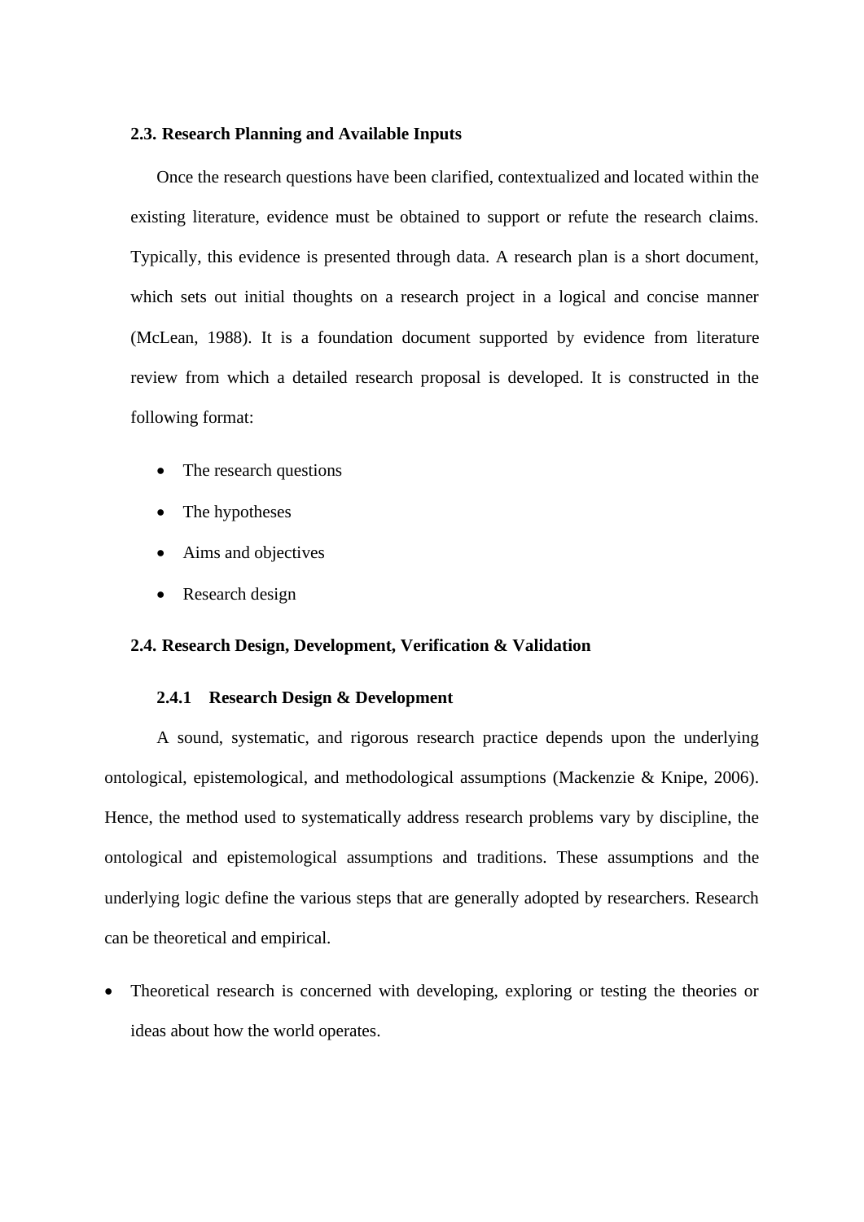## 2.3. Research Planning and Available Inputs

Once the research questions have been clarified, contextualized and located within the existing literature, evidence must be obtained to support or refute the research claims. Typically, this evidence is presented through data. A research plan is a short document, which sets out initial thoughts on a research project in a logical and concise manner (McLean, 1988). It is a foundation document supported by evidence from literature review from which a detailed research proposal is developed. It is constructed in the following format:

- The research questions
- The hypotheses
- Aims and objectives
- Research design

## 2.4. Research Design, Development, Verification & Validation

### 2.4.1 Research Design & Development

A sound, systematic, and rigorous research practice depends upon the underlying ontological, epistemological, and methodological assumptions (Mackenzie & Knipe, 2006). Hence, the method used to systematically address research problems vary by discipline, the ontological and epistemological assumptions and traditions. These assumptions and the underlying logic define the various steps that are generally adopted by researchers. Research can be theoretical and empirical.

- Theoretical research is concerned with developing, exploring or testing the theories or ideas about how the world operates.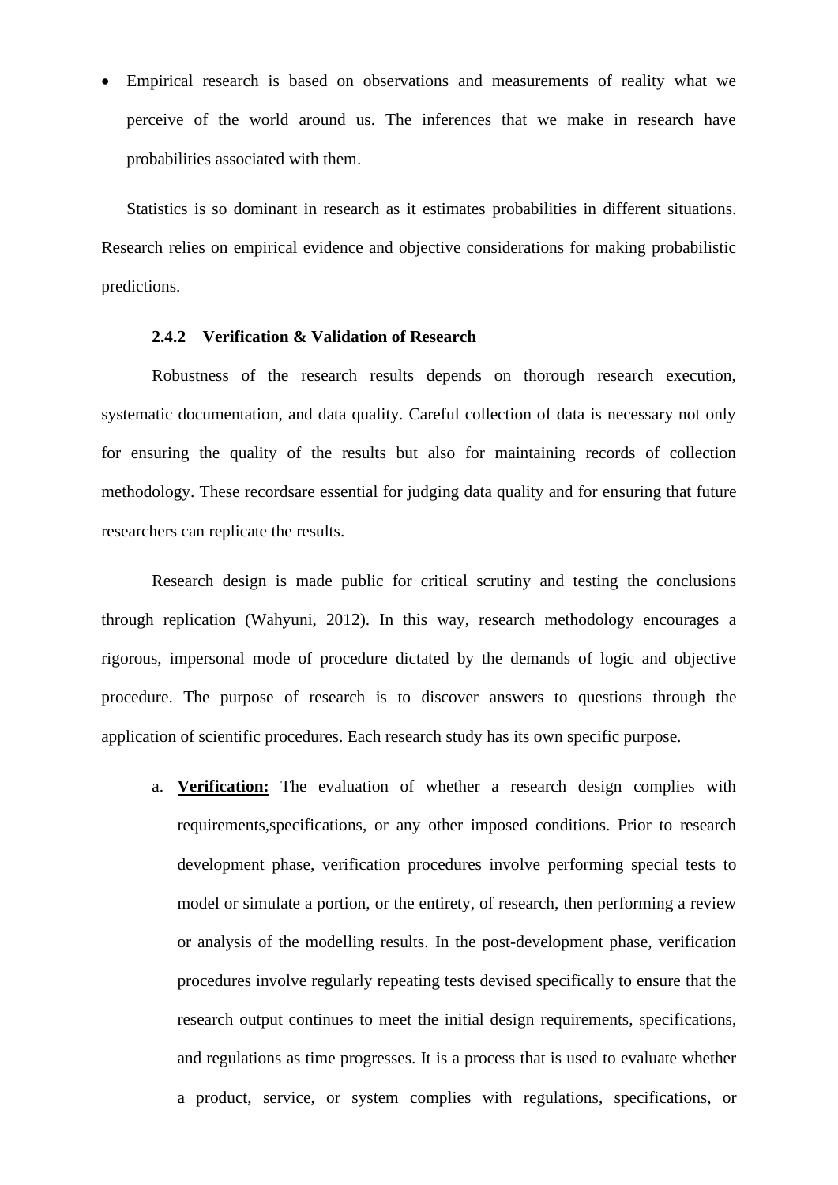- Empirical research is based on observations and measurements of reality what we perceive of the world around us. The inferences that we make in research have probabilities associated with them.

Statistics is so dominant in research as it estimates probabilities in different situations. Research relies on empirical evidence and objective considerations for making probabilistic predictions.

### 2.4.2 Verification & Validation of Research

Robustness of the research results depends on thorough research execution, systematic documentation, and data quality. Careful collection of data is necessary not only for ensuring the quality of the results but also for maintaining records of collection methodology. These recordsare essential for judging data quality and for ensuring that future researchers can replicate the results.

Research design is made public for critical scrutiny and testing the conclusions through replication (Wahyuni, 2012). In this way, research methodology encourages a rigorous, impersonal mode of procedure dictated by the demands of logic and objective procedure. The purpose of research is to discover answers to questions through the application of scientific procedures. Each research study has its own specific purpose.

a. **Verification:** The evaluation of whether a research design complies with requirements,specifications, or any other imposed conditions. Prior to research development phase, verification procedures involve performing special tests to model or simulate a portion, or the entirety, of research, then performing a review or analysis of the modelling results. In the post-development phase, verification procedures involve regularly repeating tests devised specifically to ensure that the research output continues to meet the initial design requirements, specifications, and regulations as time progresses. It is a process that is used to evaluate whether a product, service, or system complies with regulations, specifications, or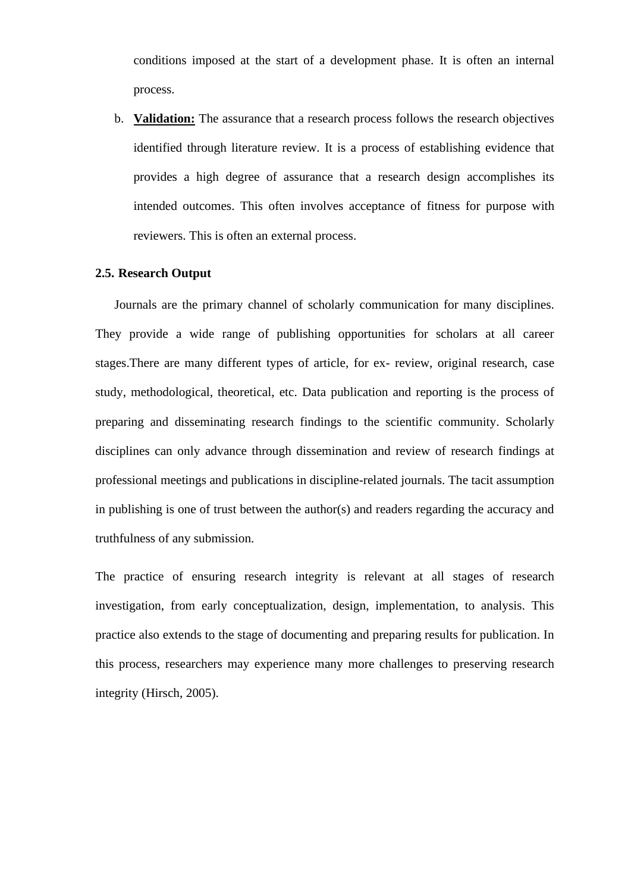conditions imposed at the start of a development phase. It is often an internal process.

b. **<u>Validation:</u>** The assurance that a research process follows the research objectives identified through literature review. It is a process of establishing evidence that provides a high degree of assurance that a research design accomplishes its intended outcomes. This often involves acceptance of fitness for purpose with reviewers. This is often an external process.

### 2.5. Research Output

Journals are the primary channel of scholarly communication for many disciplines. They provide a wide range of publishing opportunities for scholars at all career stages.There are many different types of article, for ex- review, original research, case study, methodological, theoretical, etc. Data publication and reporting is the process of preparing and disseminating research findings to the scientific community. Scholarly disciplines can only advance through dissemination and review of research findings at professional meetings and publications in discipline-related journals. The tacit assumption in publishing is one of trust between the author(s) and readers regarding the accuracy and truthfulness of any submission.

The practice of ensuring research integrity is relevant at all stages of research investigation, from early conceptualization, design, implementation, to analysis. This practice also extends to the stage of documenting and preparing results for publication. In this process, researchers may experience many more challenges to preserving research integrity (Hirsch, 2005).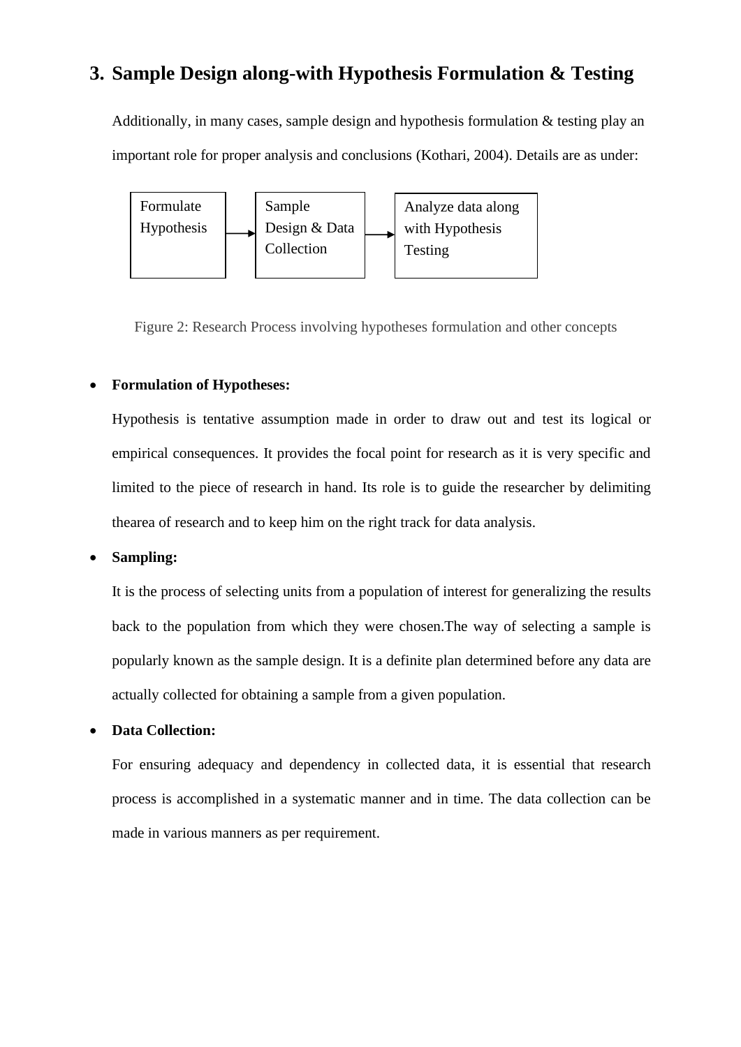## 3. Sample Design along-with Hypothesis Formulation & Testing

Additionally, in many cases, sample design and hypothesis formulation & testing play an important role for proper analysis and conclusions (Kothari, 2004). Details are as under:

Formulate Hypothesis → Sample Design & Data Collection → Analyze data along with Hypothesis Testing

Figure 2: Research Process involving hypotheses formulation and other concepts

- **Formulation of Hypotheses:**

  Hypothesis is tentative assumption made in order to draw out and test its logical or empirical consequences. It provides the focal point for research as it is very specific and limited to the piece of research in hand. Its role is to guide the researcher by delimiting thearea of research and to keep him on the right track for data analysis.

- **Sampling:**

  It is the process of selecting units from a population of interest for generalizing the results back to the population from which they were chosen.The way of selecting a sample is popularly known as the sample design. It is a definite plan determined before any data are actually collected for obtaining a sample from a given population.

- **Data Collection:**

  For ensuring adequacy and dependency in collected data, it is essential that research process is accomplished in a systematic manner and in time. The data collection can be made in various manners as per requirement.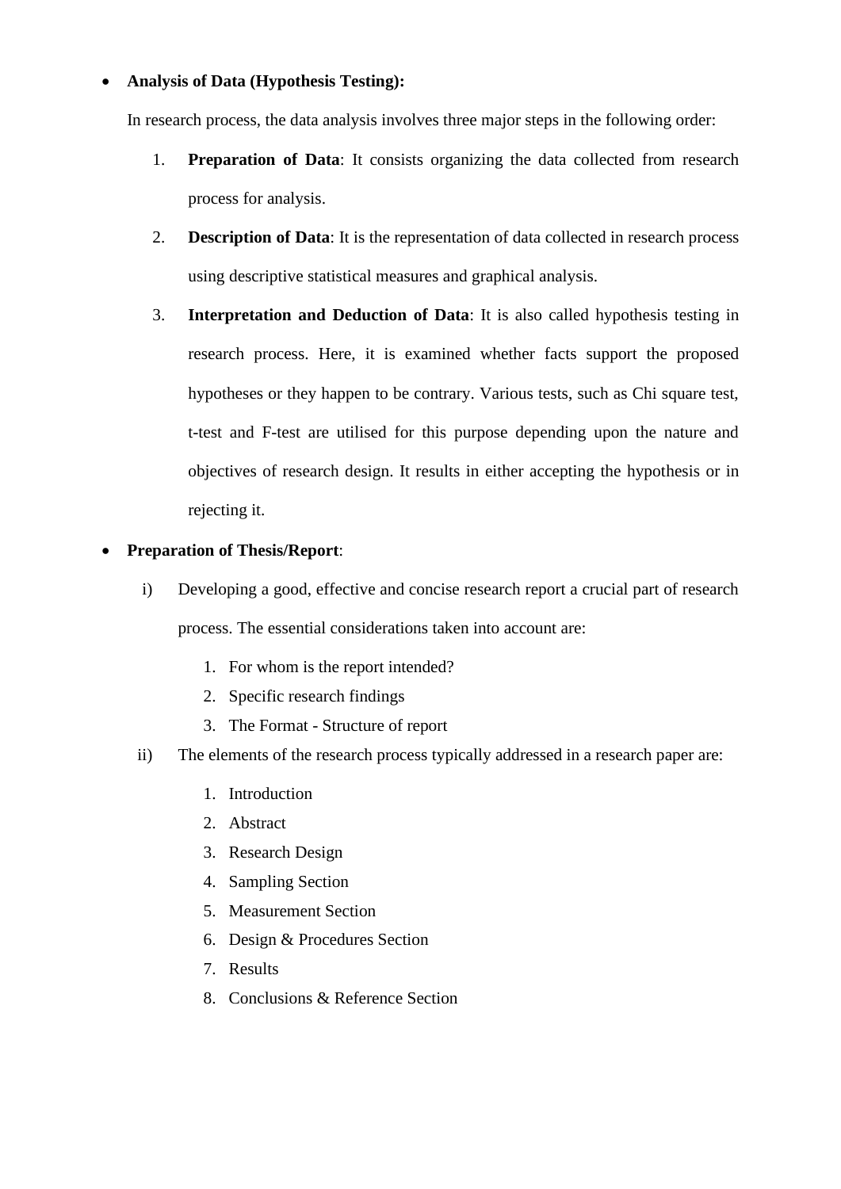- **Analysis of Data (Hypothesis Testing):**

  In research process, the data analysis involves three major steps in the following order:

  1. **Preparation of Data**: It consists organizing the data collected from research process for analysis.
  2. **Description of Data**: It is the representation of data collected in research process using descriptive statistical measures and graphical analysis.
  3. **Interpretation and Deduction of Data**: It is also called hypothesis testing in research process. Here, it is examined whether facts support the proposed hypotheses or they happen to be contrary. Various tests, such as Chi square test, t-test and F-test are utilised for this purpose depending upon the nature and objectives of research design. It results in either accepting the hypothesis or in rejecting it.

- **Preparation of Thesis/Report**:

  i) Developing a good, effective and concise research report a crucial part of research process. The essential considerations taken into account are:

     1. For whom is the report intended?
     2. Specific research findings
     3. The Format - Structure of report

  ii) The elements of the research process typically addressed in a research paper are:

     1. Introduction
     2. Abstract
     3. Research Design
     4. Sampling Section
     5. Measurement Section
     6. Design & Procedures Section
     7. Results
     8. Conclusions & Reference Section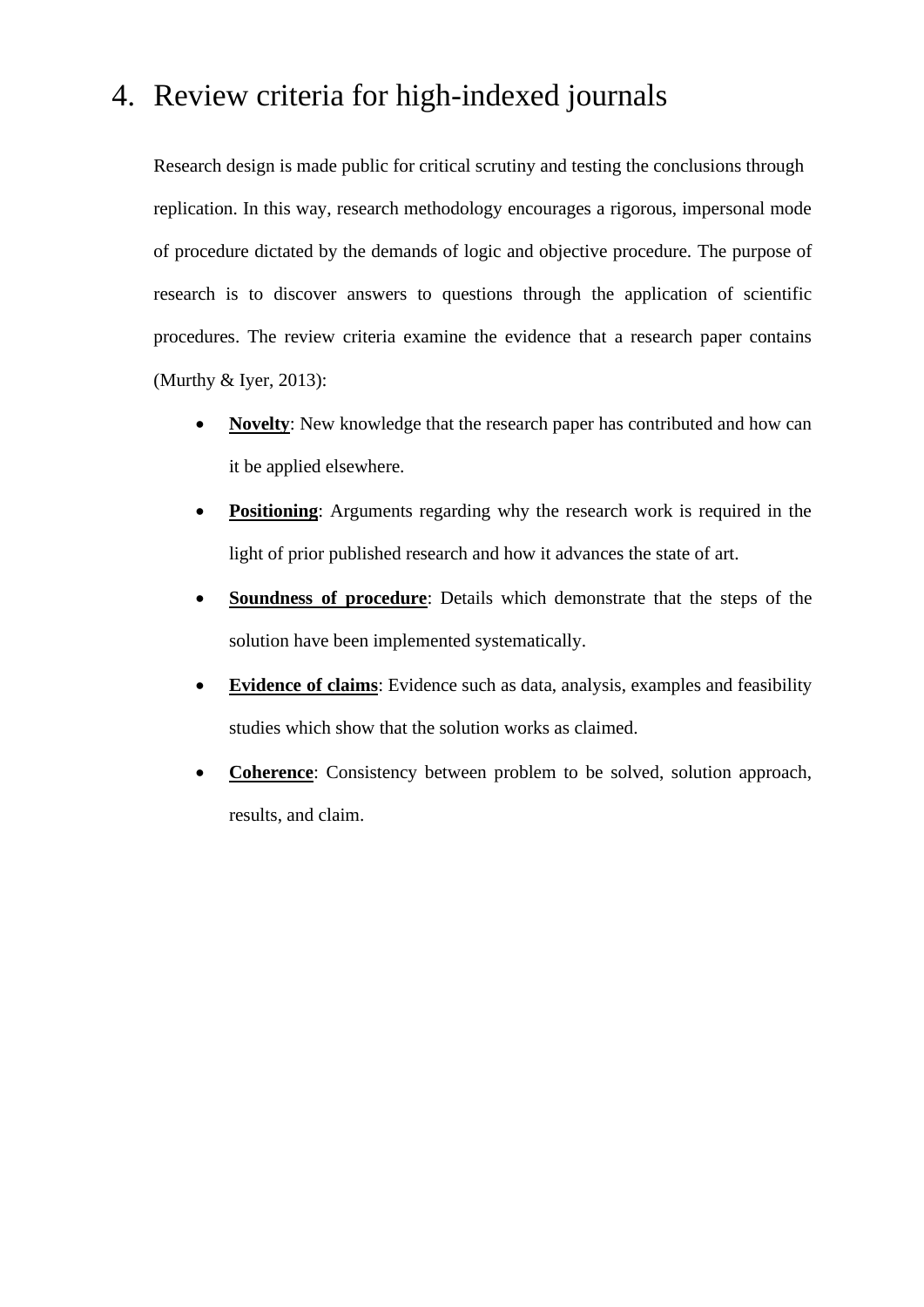# 4. Review criteria for high-indexed journals

Research design is made public for critical scrutiny and testing the conclusions through replication. In this way, research methodology encourages a rigorous, impersonal mode of procedure dictated by the demands of logic and objective procedure. The purpose of research is to discover answers to questions through the application of scientific procedures. The review criteria examine the evidence that a research paper contains (Murthy & Iyer, 2013):

- **Novelty**: New knowledge that the research paper has contributed and how can it be applied elsewhere.
- **Positioning**: Arguments regarding why the research work is required in the light of prior published research and how it advances the state of art.
- **Soundness of procedure**: Details which demonstrate that the steps of the solution have been implemented systematically.
- **Evidence of claims**: Evidence such as data, analysis, examples and feasibility studies which show that the solution works as claimed.
- **Coherence**: Consistency between problem to be solved, solution approach, results, and claim.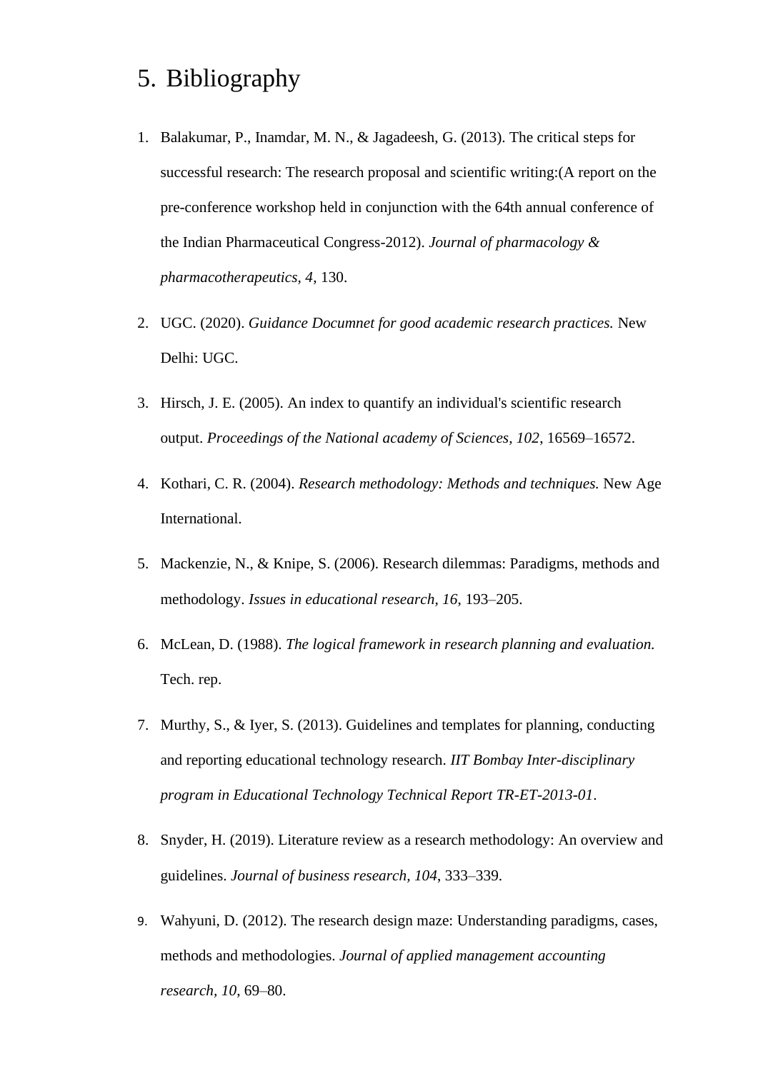# 5. Bibliography

1. Balakumar, P., Inamdar, M. N., & Jagadeesh, G. (2013). The critical steps for successful research: The research proposal and scientific writing:(A report on the pre-conference workshop held in conjunction with the 64th annual conference of the Indian Pharmaceutical Congress-2012). *Journal of pharmacology & pharmacotherapeutics*, *4*, 130.
2. UGC. (2020). *Guidance Documnet for good academic research practices.* New Delhi: UGC.
3. Hirsch, J. E. (2005). An index to quantify an individual's scientific research output. *Proceedings of the National academy of Sciences, 102*, 16569–16572.
4. Kothari, C. R. (2004). *Research methodology: Methods and techniques.* New Age International.
5. Mackenzie, N., & Knipe, S. (2006). Research dilemmas: Paradigms, methods and methodology. *Issues in educational research, 16*, 193–205.
6. McLean, D. (1988). *The logical framework in research planning and evaluation.* Tech. rep.
7. Murthy, S., & Iyer, S. (2013). Guidelines and templates for planning, conducting and reporting educational technology research. *IIT Bombay Inter-disciplinary program in Educational Technology Technical Report TR-ET-2013-01*.
8. Snyder, H. (2019). Literature review as a research methodology: An overview and guidelines. *Journal of business research, 104*, 333–339.
9. Wahyuni, D. (2012). The research design maze: Understanding paradigms, cases, methods and methodologies. *Journal of applied management accounting research, 10*, 69–80.